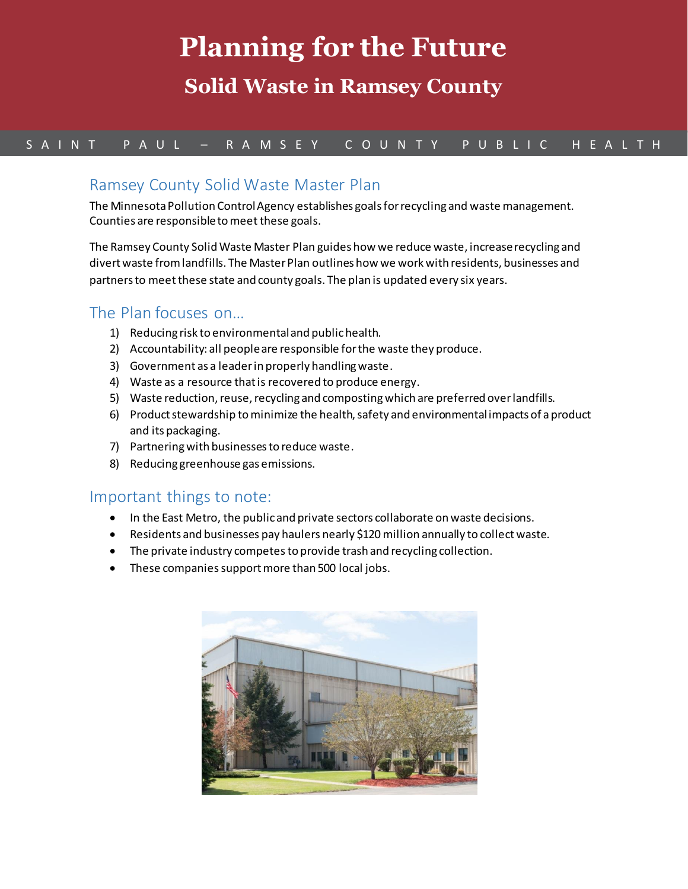# Planning for the Future

## Solid Waste in Ramsey County

SAINT PAUL – RAMSEY COUNTY PUBLIC HEALTH

## Ramsey County Solid Waste Master Plan

The Minnesota Pollution Control Agency establishes goals for recycling and waste management. Counties are responsible to meet these goals.

The Ramsey County Solid Waste Master Plan guides how we reduce waste, increase recycling and divert waste from landfills. The Master Plan outlines how we work with residents, businesses and partners to meet these state and county goals. The plan is updated every six years.

## The Plan focuses on…

1) Reducing risk to environmental and public health.
2) Accountability: all people are responsible for the waste they produce.
3) Government as a leader in properly handling waste.
4) Waste as a resource that is recovered to produce energy.
5) Waste reduction, reuse, recycling and composting which are preferred over landfills.
6) Product stewardship to minimize the health, safety and environmental impacts of a product and its packaging.
7) Partnering with businesses to reduce waste.
8) Reducing greenhouse gas emissions.

## Important things to note:

- In the East Metro, the public and private sectors collaborate on waste decisions.
- Residents and businesses pay haulers nearly $120 million annually to collect waste.
- The private industry competes to provide trash and recycling collection.
- These companies support more than 500 local jobs.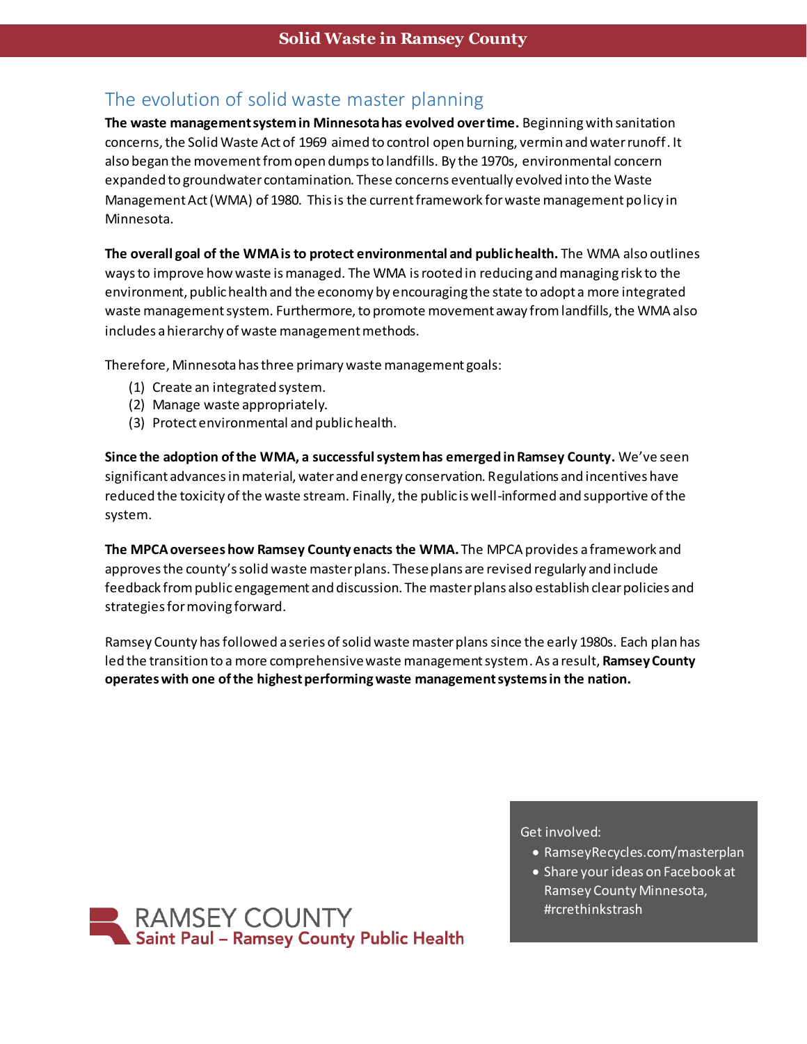## The evolution of solid waste master planning

**The waste management system in Minnesota has evolved over time.** Beginning with sanitation concerns, the Solid Waste Act of 1969 aimed to control open burning, vermin and water runoff. It also began the movement from open dumps to landfills. By the 1970s, environmental concern expanded to groundwater contamination. These concerns eventually evolved into the Waste Management Act (WMA) of 1980. This is the current framework for waste management policy in Minnesota.

**The overall goal of the WMA is to protect environmental and public health.** The WMA also outlines ways to improve how waste is managed. The WMA is rooted in reducing and managing risk to the environment, public health and the economy by encouraging the state to adopt a more integrated waste management system. Furthermore, to promote movement away from landfills, the WMA also includes a hierarchy of waste management methods.

Therefore, Minnesota has three primary waste management goals:

1. Create an integrated system.
2. Manage waste appropriately.
3. Protect environmental and public health.

**Since the adoption of the WMA, a successful system has emerged in Ramsey County.** We've seen significant advances in material, water and energy conservation. Regulations and incentives have reduced the toxicity of the waste stream. Finally, the public is well-informed and supportive of the system.

**The MPCA oversees how Ramsey County enacts the WMA.** The MPCA provides a framework and approves the county's solid waste master plans. These plans are revised regularly and include feedback from public engagement and discussion. The master plans also establish clear policies and strategies for moving forward.

Ramsey County has followed a series of solid waste master plans since the early 1980s. Each plan has led the transition to a more comprehensive waste management system. As a result, **Ramsey County operates with one of the highest performing waste management systems in the nation.**

Get involved:

- RamseyRecycles.com/masterplan
- Share your ideas on Facebook at Ramsey County Minnesota, #rcrethinkstrash

RAMSEY COUNTY
Saint Paul – Ramsey County Public Health